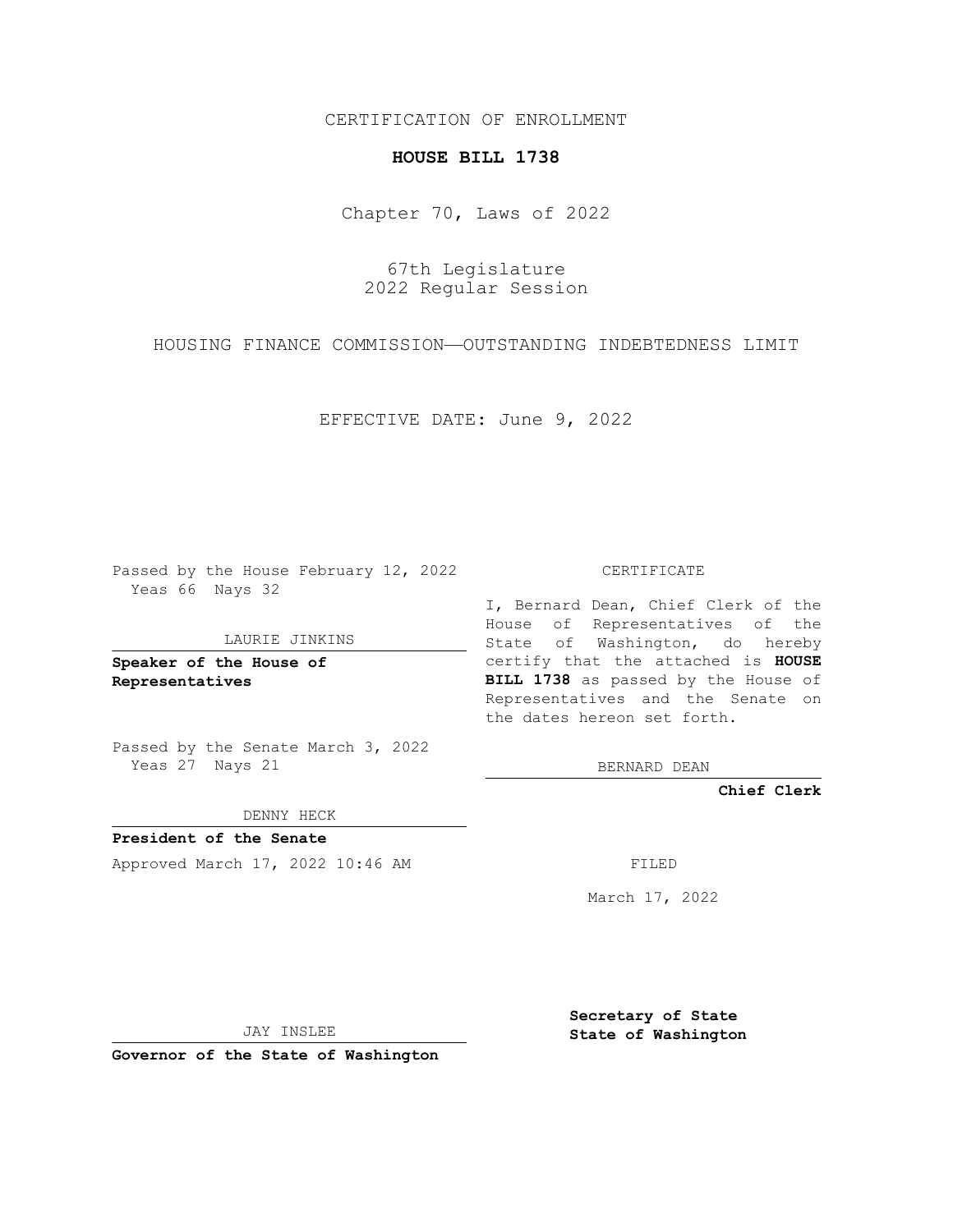CERTIFICATION OF ENROLLMENT

# HOUSE BILL 1738

Chapter 70, Laws of 2022

67th Legislature
2022 Regular Session

HOUSING FINANCE COMMISSION—OUTSTANDING INDEBTEDNESS LIMIT

EFFECTIVE DATE: June 9, 2022

Passed by the House February 12, 2022
Yeas 66 Nays 32

LAURIE JINKINS

**Speaker of the House of Representatives**

Passed by the Senate March 3, 2022
Yeas 27 Nays 21

DENNY HECK

**President of the Senate**

Approved March 17, 2022 10:46 AM

JAY INSLEE

**Governor of the State of Washington**

CERTIFICATE

I, Bernard Dean, Chief Clerk of the House of Representatives of the State of Washington, do hereby certify that the attached is **HOUSE BILL 1738** as passed by the House of Representatives and the Senate on the dates hereon set forth.

BERNARD DEAN

**Chief Clerk**

FILED

March 17, 2022

**Secretary of State**
**State of Washington**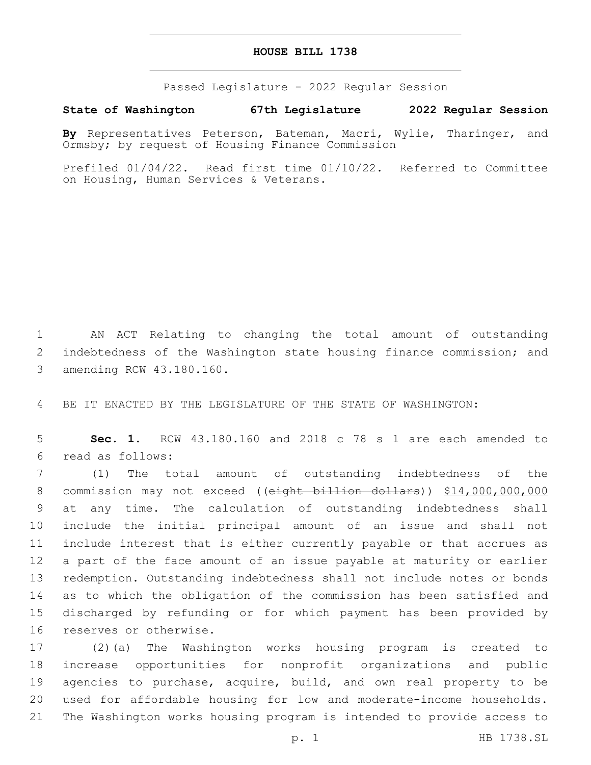# HOUSE BILL 1738

Passed Legislature - 2022 Regular Session

**State of Washington 67th Legislature 2022 Regular Session**

**By** Representatives Peterson, Bateman, Macri, Wylie, Tharinger, and Ormsby; by request of Housing Finance Commission

Prefiled 01/04/22. Read first time 01/10/22. Referred to Committee on Housing, Human Services & Veterans.

AN ACT Relating to changing the total amount of outstanding indebtedness of the Washington state housing finance commission; and amending RCW 43.180.160.

BE IT ENACTED BY THE LEGISLATURE OF THE STATE OF WASHINGTON:

**Sec. 1.** RCW 43.180.160 and 2018 c 78 s 1 are each amended to read as follows:

(1) The total amount of outstanding indebtedness of the commission may not exceed ((~~eight billion dollars~~)) <u>$14,000,000,000</u> at any time. The calculation of outstanding indebtedness shall include the initial principal amount of an issue and shall not include interest that is either currently payable or that accrues as a part of the face amount of an issue payable at maturity or earlier redemption. Outstanding indebtedness shall not include notes or bonds as to which the obligation of the commission has been satisfied and discharged by refunding or for which payment has been provided by reserves or otherwise.

(2)(a) The Washington works housing program is created to increase opportunities for nonprofit organizations and public agencies to purchase, acquire, build, and own real property to be used for affordable housing for low and moderate-income households. The Washington works housing program is intended to provide access to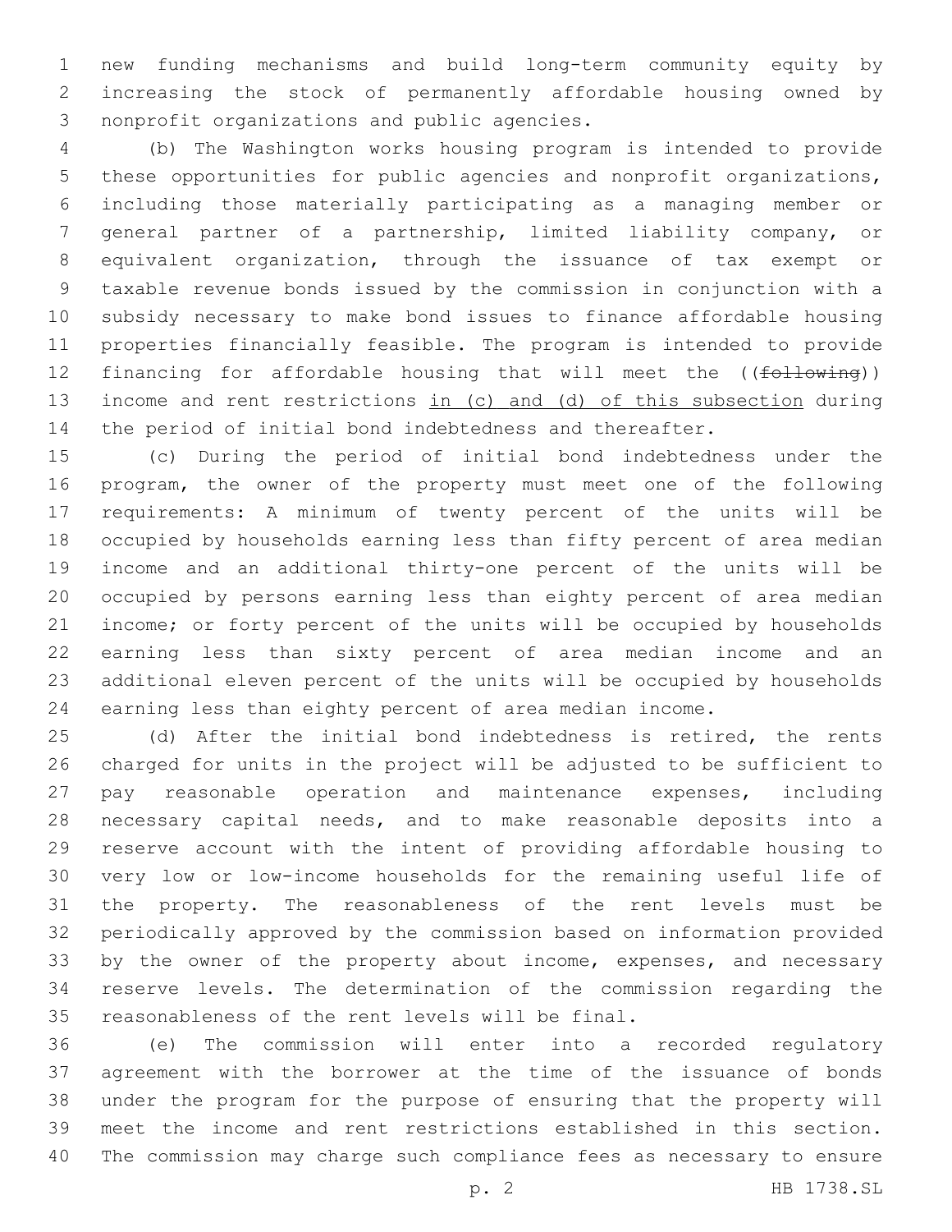new funding mechanisms and build long-term community equity by increasing the stock of permanently affordable housing owned by nonprofit organizations and public agencies.

(b) The Washington works housing program is intended to provide these opportunities for public agencies and nonprofit organizations, including those materially participating as a managing member or general partner of a partnership, limited liability company, or equivalent organization, through the issuance of tax exempt or taxable revenue bonds issued by the commission in conjunction with a subsidy necessary to make bond issues to finance affordable housing properties financially feasible. The program is intended to provide financing for affordable housing that will meet the ((~~following~~)) income and rent restrictions <u>in (c) and (d) of this subsection</u> during the period of initial bond indebtedness and thereafter.

(c) During the period of initial bond indebtedness under the program, the owner of the property must meet one of the following requirements: A minimum of twenty percent of the units will be occupied by households earning less than fifty percent of area median income and an additional thirty-one percent of the units will be occupied by persons earning less than eighty percent of area median income; or forty percent of the units will be occupied by households earning less than sixty percent of area median income and an additional eleven percent of the units will be occupied by households earning less than eighty percent of area median income.

(d) After the initial bond indebtedness is retired, the rents charged for units in the project will be adjusted to be sufficient to pay reasonable operation and maintenance expenses, including necessary capital needs, and to make reasonable deposits into a reserve account with the intent of providing affordable housing to very low or low-income households for the remaining useful life of the property. The reasonableness of the rent levels must be periodically approved by the commission based on information provided by the owner of the property about income, expenses, and necessary reserve levels. The determination of the commission regarding the reasonableness of the rent levels will be final.

(e) The commission will enter into a recorded regulatory agreement with the borrower at the time of the issuance of bonds under the program for the purpose of ensuring that the property will meet the income and rent restrictions established in this section. The commission may charge such compliance fees as necessary to ensure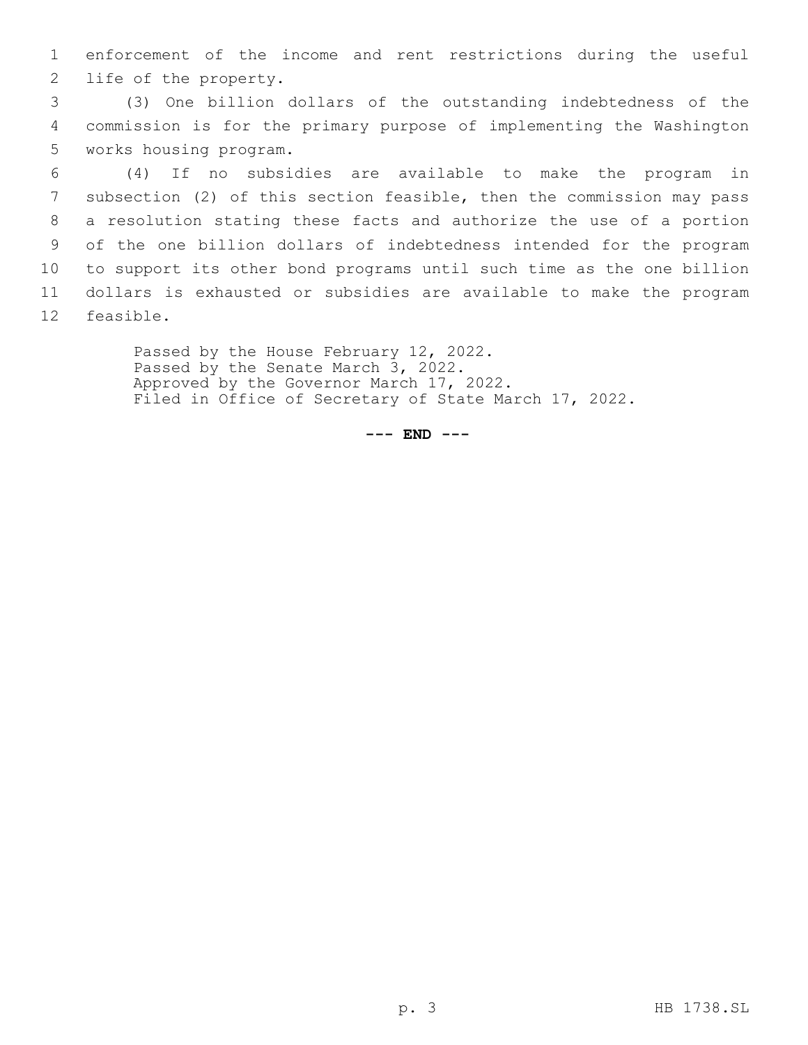enforcement of the income and rent restrictions during the useful life of the property.

(3) One billion dollars of the outstanding indebtedness of the commission is for the primary purpose of implementing the Washington works housing program.

(4) If no subsidies are available to make the program in subsection (2) of this section feasible, then the commission may pass a resolution stating these facts and authorize the use of a portion of the one billion dollars of indebtedness intended for the program to support its other bond programs until such time as the one billion dollars is exhausted or subsidies are available to make the program feasible.

Passed by the House February 12, 2022.
Passed by the Senate March 3, 2022.
Approved by the Governor March 17, 2022.
Filed in Office of Secretary of State March 17, 2022.

**--- END ---**